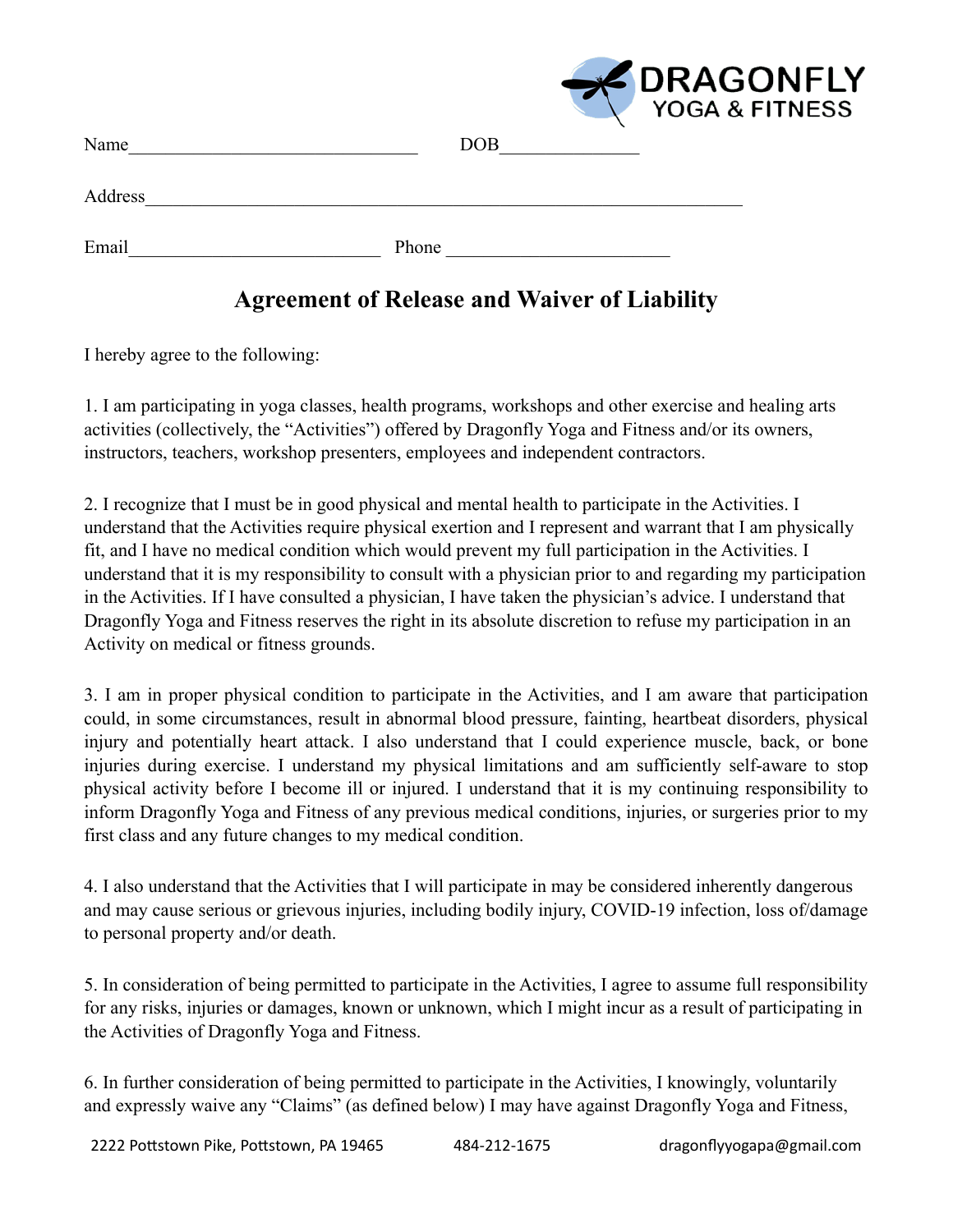DRAGONFLY
YOGA & FITNESS

Name_______________________________ DOB______________

Address_________________________________________________________________

Email___________________________ Phone _______________________

## Agreement of Release and Waiver of Liability

I hereby agree to the following:

1. I am participating in yoga classes, health programs, workshops and other exercise and healing arts activities (collectively, the "Activities") offered by Dragonfly Yoga and Fitness and/or its owners, instructors, teachers, workshop presenters, employees and independent contractors.

2. I recognize that I must be in good physical and mental health to participate in the Activities. I understand that the Activities require physical exertion and I represent and warrant that I am physically fit, and I have no medical condition which would prevent my full participation in the Activities. I understand that it is my responsibility to consult with a physician prior to and regarding my participation in the Activities. If I have consulted a physician, I have taken the physician's advice. I understand that Dragonfly Yoga and Fitness reserves the right in its absolute discretion to refuse my participation in an Activity on medical or fitness grounds.

3. I am in proper physical condition to participate in the Activities, and I am aware that participation could, in some circumstances, result in abnormal blood pressure, fainting, heartbeat disorders, physical injury and potentially heart attack. I also understand that I could experience muscle, back, or bone injuries during exercise. I understand my physical limitations and am sufficiently self-aware to stop physical activity before I become ill or injured. I understand that it is my continuing responsibility to inform Dragonfly Yoga and Fitness of any previous medical conditions, injuries, or surgeries prior to my first class and any future changes to my medical condition.

4. I also understand that the Activities that I will participate in may be considered inherently dangerous and may cause serious or grievous injuries, including bodily injury, COVID-19 infection, loss of/damage to personal property and/or death.

5. In consideration of being permitted to participate in the Activities, I agree to assume full responsibility for any risks, injuries or damages, known or unknown, which I might incur as a result of participating in the Activities of Dragonfly Yoga and Fitness.

6. In further consideration of being permitted to participate in the Activities, I knowingly, voluntarily and expressly waive any "Claims" (as defined below) I may have against Dragonfly Yoga and Fitness,

2222 Pottstown Pike, Pottstown, PA 19465 484-212-1675 dragonflyyogapa@gmail.com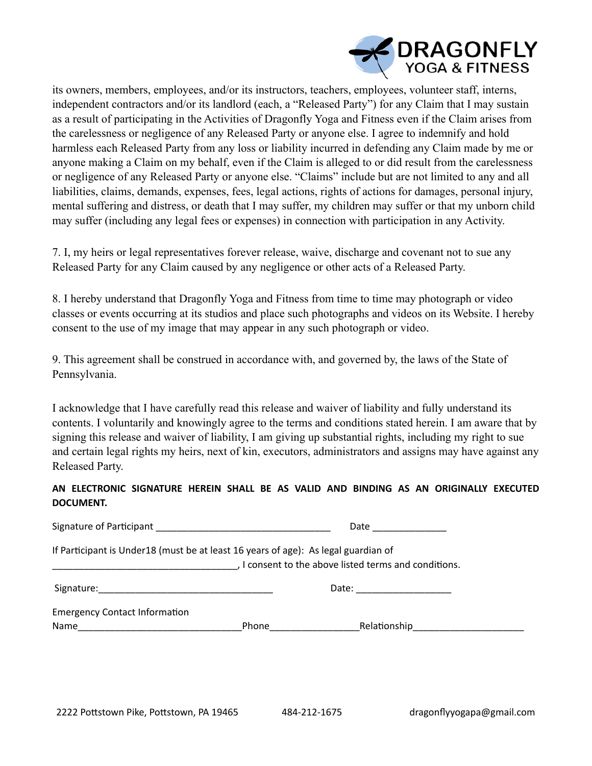its owners, members, employees, and/or its instructors, teachers, employees, volunteer staff, interns, independent contractors and/or its landlord (each, a "Released Party") for any Claim that I may sustain as a result of participating in the Activities of Dragonfly Yoga and Fitness even if the Claim arises from the carelessness or negligence of any Released Party or anyone else. I agree to indemnify and hold harmless each Released Party from any loss or liability incurred in defending any Claim made by me or anyone making a Claim on my behalf, even if the Claim is alleged to or did result from the carelessness or negligence of any Released Party or anyone else. "Claims" include but are not limited to any and all liabilities, claims, demands, expenses, fees, legal actions, rights of actions for damages, personal injury, mental suffering and distress, or death that I may suffer, my children may suffer or that my unborn child may suffer (including any legal fees or expenses) in connection with participation in any Activity.

7. I, my heirs or legal representatives forever release, waive, discharge and covenant not to sue any Released Party for any Claim caused by any negligence or other acts of a Released Party.

8. I hereby understand that Dragonfly Yoga and Fitness from time to time may photograph or video classes or events occurring at its studios and place such photographs and videos on its Website. I hereby consent to the use of my image that may appear in any such photograph or video.

9. This agreement shall be construed in accordance with, and governed by, the laws of the State of Pennsylvania.

I acknowledge that I have carefully read this release and waiver of liability and fully understand its contents. I voluntarily and knowingly agree to the terms and conditions stated herein. I am aware that by signing this release and waiver of liability, I am giving up substantial rights, including my right to sue and certain legal rights my heirs, next of kin, executors, administrators and assigns may have against any Released Party.

**AN ELECTRONIC SIGNATURE HEREIN SHALL BE AS VALID AND BINDING AS AN ORIGINALLY EXECUTED DOCUMENT.**

Signature of Participant ___________________________________ Date ______________

If Participant is Under18 (must be at least 16 years of age): As legal guardian of ____________________________________, I consent to the above listed terms and conditions.

Signature:___________________________________ Date: ___________________

Emergency Contact Information

Name________________________________Phone_________________Relationship______________________

2222 Pottstown Pike, Pottstown, PA 19465 484-212-1675 dragonflyyogapa@gmail.com